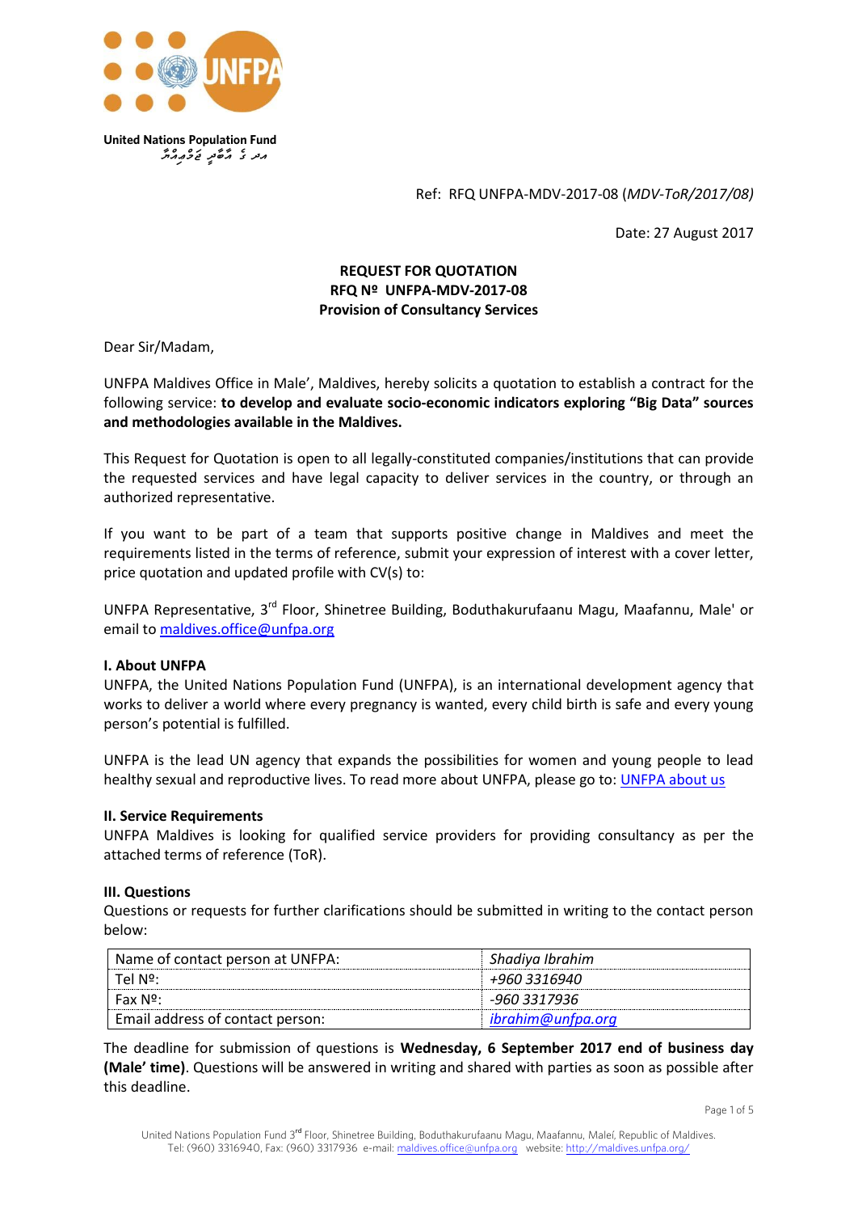United Nations Population Fund

ދުނިޔޭގެ އާބާދީ ޖަމްޢިއްޔާ

Ref: RFQ UNFPA-MDV-2017-08 (*MDV-ToR/2017/08)*

Date: 27 August 2017

**REQUEST FOR QUOTATION**
**RFQ Nº UNFPA-MDV-2017-08**
**Provision of Consultancy Services**

Dear Sir/Madam,

UNFPA Maldives Office in Male', Maldives, hereby solicits a quotation to establish a contract for the following service: **to develop and evaluate socio-economic indicators exploring "Big Data" sources and methodologies available in the Maldives.**

This Request for Quotation is open to all legally-constituted companies/institutions that can provide the requested services and have legal capacity to deliver services in the country, or through an authorized representative.

If you want to be part of a team that supports positive change in Maldives and meet the requirements listed in the terms of reference, submit your expression of interest with a cover letter, price quotation and updated profile with CV(s) to:

UNFPA Representative, 3rd Floor, Shinetree Building, Boduthakurufaanu Magu, Maafannu, Male' or email to maldives.office@unfpa.org

#### I. About UNFPA

UNFPA, the United Nations Population Fund (UNFPA), is an international development agency that works to deliver a world where every pregnancy is wanted, every child birth is safe and every young person's potential is fulfilled.

UNFPA is the lead UN agency that expands the possibilities for women and young people to lead healthy sexual and reproductive lives. To read more about UNFPA, please go to: UNFPA about us

#### II. Service Requirements

UNFPA Maldives is looking for qualified service providers for providing consultancy as per the attached terms of reference (ToR).

#### III. Questions

Questions or requests for further clarifications should be submitted in writing to the contact person below:

| Name of contact person at UNFPA: | *Shadiya Ibrahim* |
|---|---|
| Tel Nº: | *+960 3316940* |
| Fax Nº: | *-960 3317936* |
| Email address of contact person: | *ibrahim@unfpa.org* |

The deadline for submission of questions is **Wednesday, 6 September 2017 end of business day (Male' time)**. Questions will be answered in writing and shared with parties as soon as possible after this deadline.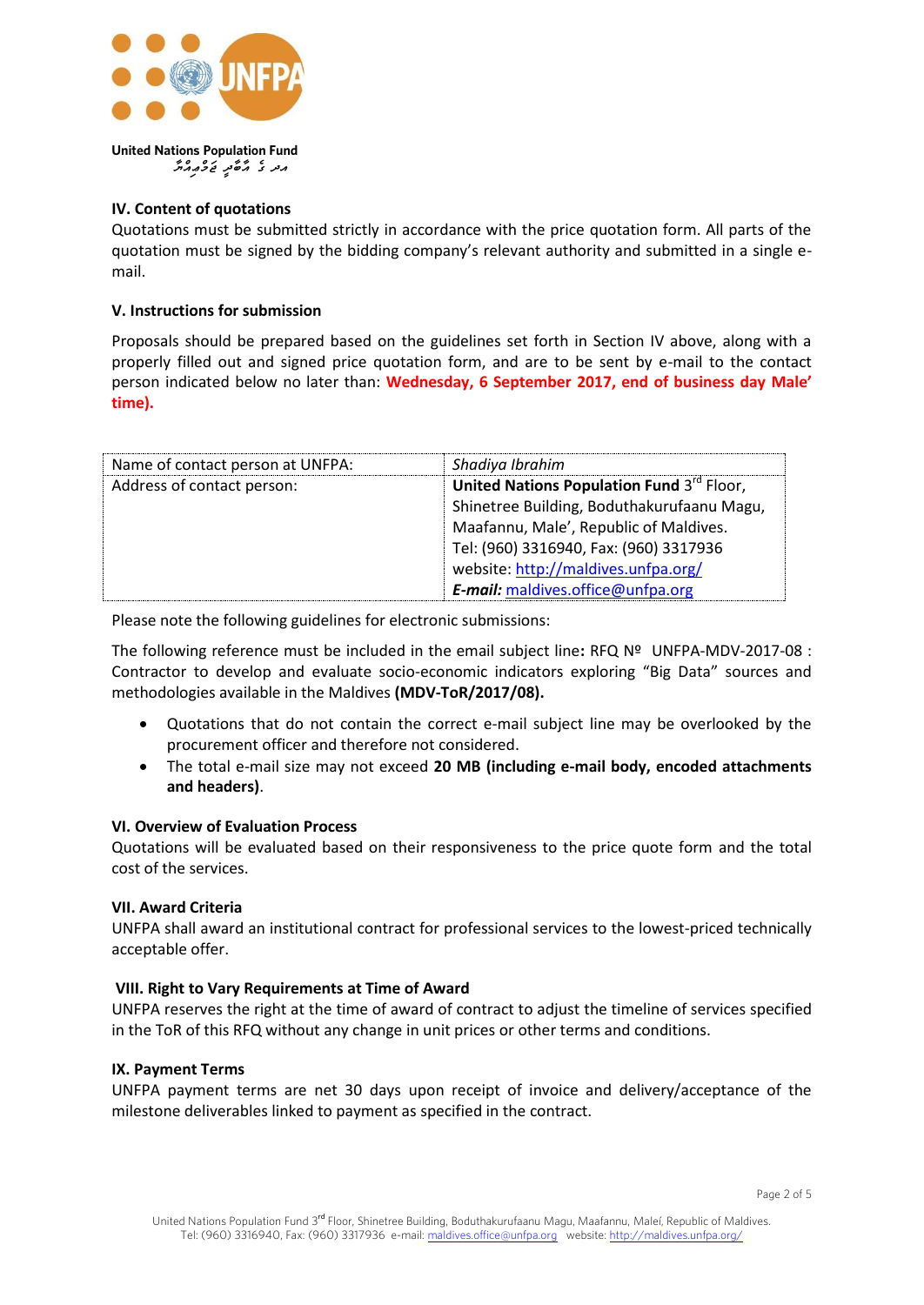United Nations Population Fund

ޔޫ. އެން. ޕޮޕިއުލޭޝަން ފަންޑް

### IV. Content of quotations

Quotations must be submitted strictly in accordance with the price quotation form. All parts of the quotation must be signed by the bidding company's relevant authority and submitted in a single e-mail.

### V. Instructions for submission

Proposals should be prepared based on the guidelines set forth in Section IV above, along with a properly filled out and signed price quotation form, and are to be sent by e-mail to the contact person indicated below no later than: **Wednesday, 6 September 2017, end of business day Male' time).**

| Name of contact person at UNFPA: | *Shadiya Ibrahim* |
|---|---|
| Address of contact person: | **United Nations Population Fund** 3rd Floor, Shinetree Building, Boduthakurufaanu Magu, Maafannu, Male', Republic of Maldives. Tel: (960) 3316940, Fax: (960) 3317936 website: http://maldives.unfpa.org/ ***E-mail:*** maldives.office@unfpa.org |

Please note the following guidelines for electronic submissions:

The following reference must be included in the email subject line**:** RFQ Nº UNFPA-MDV-2017-08 : Contractor to develop and evaluate socio-economic indicators exploring "Big Data" sources and methodologies available in the Maldives **(MDV-ToR/2017/08).**

- Quotations that do not contain the correct e-mail subject line may be overlooked by the procurement officer and therefore not considered.
- The total e-mail size may not exceed **20 MB (including e-mail body, encoded attachments and headers)**.

### VI. Overview of Evaluation Process

Quotations will be evaluated based on their responsiveness to the price quote form and the total cost of the services.

### VII. Award Criteria

UNFPA shall award an institutional contract for professional services to the lowest-priced technically acceptable offer.

### VIII. Right to Vary Requirements at Time of Award

UNFPA reserves the right at the time of award of contract to adjust the timeline of services specified in the ToR of this RFQ without any change in unit prices or other terms and conditions.

### IX. Payment Terms

UNFPA payment terms are net 30 days upon receipt of invoice and delivery/acceptance of the milestone deliverables linked to payment as specified in the contract.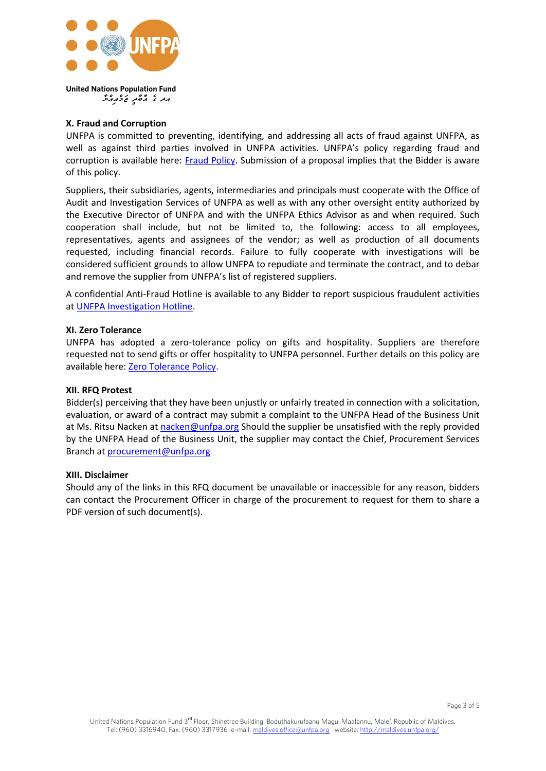United Nations Population Fund

### X. Fraud and Corruption

UNFPA is committed to preventing, identifying, and addressing all acts of fraud against UNFPA, as well as against third parties involved in UNFPA activities. UNFPA's policy regarding fraud and corruption is available here: Fraud Policy. Submission of a proposal implies that the Bidder is aware of this policy.

Suppliers, their subsidiaries, agents, intermediaries and principals must cooperate with the Office of Audit and Investigation Services of UNFPA as well as with any other oversight entity authorized by the Executive Director of UNFPA and with the UNFPA Ethics Advisor as and when required. Such cooperation shall include, but not be limited to, the following: access to all employees, representatives, agents and assignees of the vendor; as well as production of all documents requested, including financial records. Failure to fully cooperate with investigations will be considered sufficient grounds to allow UNFPA to repudiate and terminate the contract, and to debar and remove the supplier from UNFPA's list of registered suppliers.

A confidential Anti-Fraud Hotline is available to any Bidder to report suspicious fraudulent activities at UNFPA Investigation Hotline.

### XI. Zero Tolerance

UNFPA has adopted a zero-tolerance policy on gifts and hospitality. Suppliers are therefore requested not to send gifts or offer hospitality to UNFPA personnel. Further details on this policy are available here: Zero Tolerance Policy.

### XII. RFQ Protest

Bidder(s) perceiving that they have been unjustly or unfairly treated in connection with a solicitation, evaluation, or award of a contract may submit a complaint to the UNFPA Head of the Business Unit at Ms. Ritsu Nacken at nacken@unfpa.org Should the supplier be unsatisfied with the reply provided by the UNFPA Head of the Business Unit, the supplier may contact the Chief, Procurement Services Branch at procurement@unfpa.org

### XIII. Disclaimer

Should any of the links in this RFQ document be unavailable or inaccessible for any reason, bidders can contact the Procurement Officer in charge of the procurement to request for them to share a PDF version of such document(s).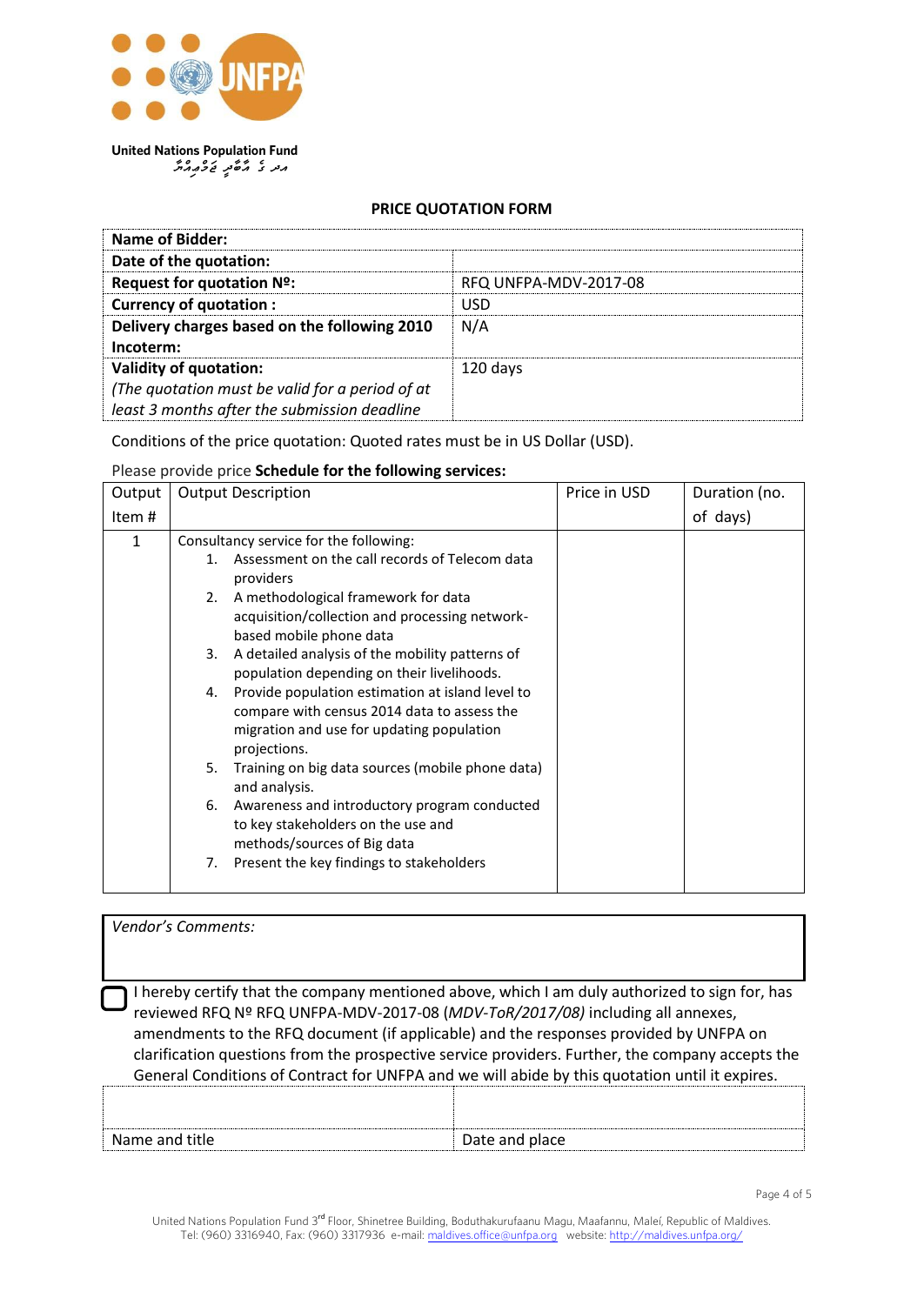United Nations Population Fund

ޔޫ.އެން. އެފް.ޕީ.އޭ

**PRICE QUOTATION FORM**

| **Name of Bidder:** | |
|---|---|
| **Date of the quotation:** | |
| **Request for quotation Nº:** | RFQ UNFPA-MDV-2017-08 |
| **Currency of quotation :** | USD |
| **Delivery charges based on the following 2010 Incoterm:** | N/A |
| **Validity of quotation:** *(The quotation must be valid for a period of at least 3 months after the submission deadline* | 120 days |

Conditions of the price quotation: Quoted rates must be in US Dollar (USD).

Please provide price **Schedule for the following services:**

| Output Item # | Output Description | Price in USD | Duration (no. of days) |
|---|---|---|---|
| 1 | Consultancy service for the following:<br>1. Assessment on the call records of Telecom data providers<br>2. A methodological framework for data acquisition/collection and processing network-based mobile phone data<br>3. A detailed analysis of the mobility patterns of population depending on their livelihoods.<br>4. Provide population estimation at island level to compare with census 2014 data to assess the migration and use for updating population projections.<br>5. Training on big data sources (mobile phone data) and analysis.<br>6. Awareness and introductory program conducted to key stakeholders on the use and methods/sources of Big data<br>7. Present the key findings to stakeholders | | |

*Vendor's Comments:*

☐ I hereby certify that the company mentioned above, which I am duly authorized to sign for, has reviewed RFQ Nº RFQ UNFPA-MDV-2017-08 (*MDV-ToR/2017/08)* including all annexes, amendments to the RFQ document (if applicable) and the responses provided by UNFPA on clarification questions from the prospective service providers. Further, the company accepts the General Conditions of Contract for UNFPA and we will abide by this quotation until it expires.

| | |
|---|---|
| Name and title | Date and place |

United Nations Population Fund 3rd Floor, Shinetree Building, Boduthakurufaanu Magu, Maafannu, Maleí, Republic of Maldives.
Tel: (960) 3316940, Fax: (960) 3317936 e-mail: maldives.office@unfpa.org website: http://maldives.unfpa.org/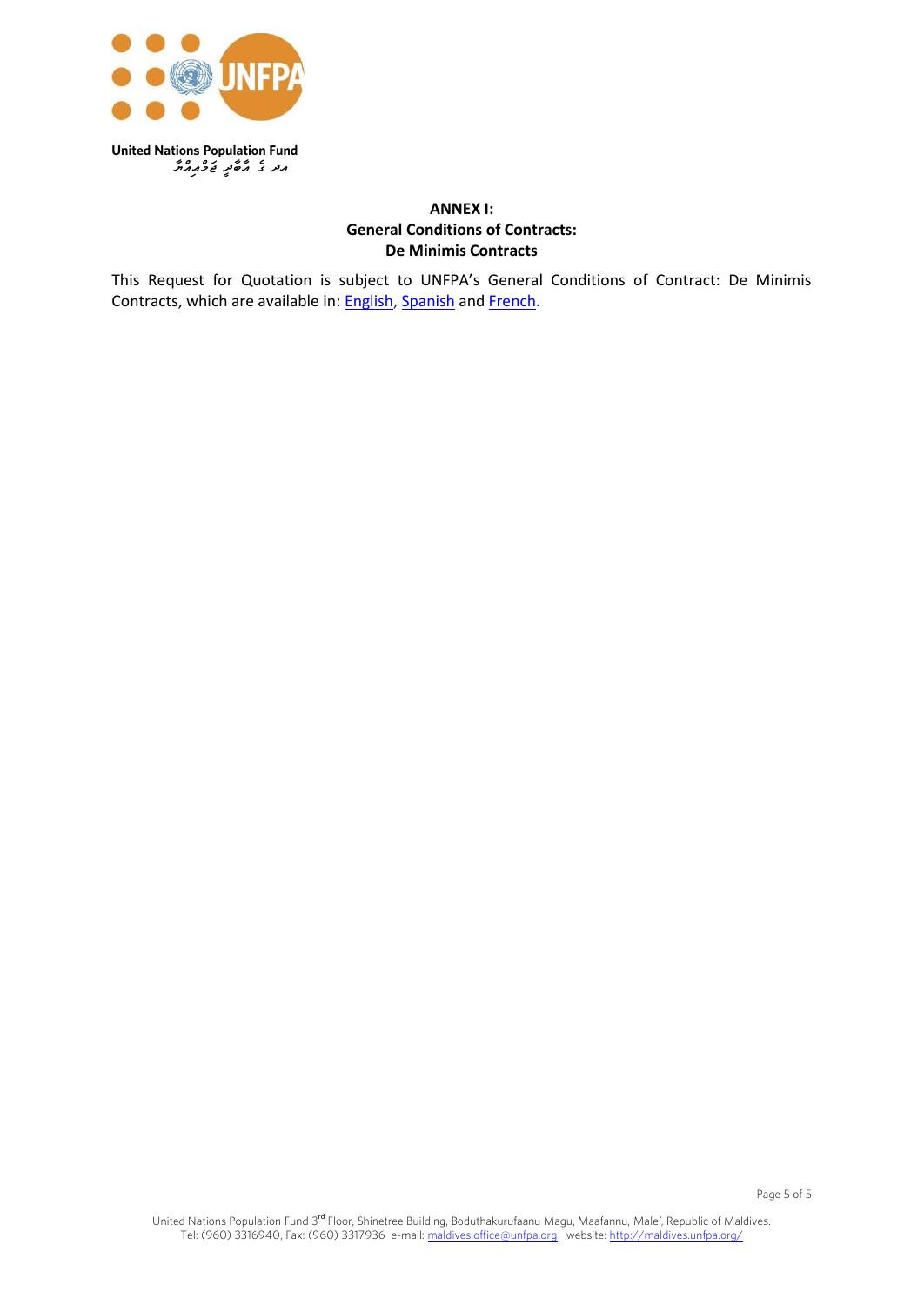**ANNEX I:**
**General Conditions of Contracts:**
**De Minimis Contracts**

This Request for Quotation is subject to UNFPA's General Conditions of Contract: De Minimis Contracts, which are available in: English, Spanish and French.